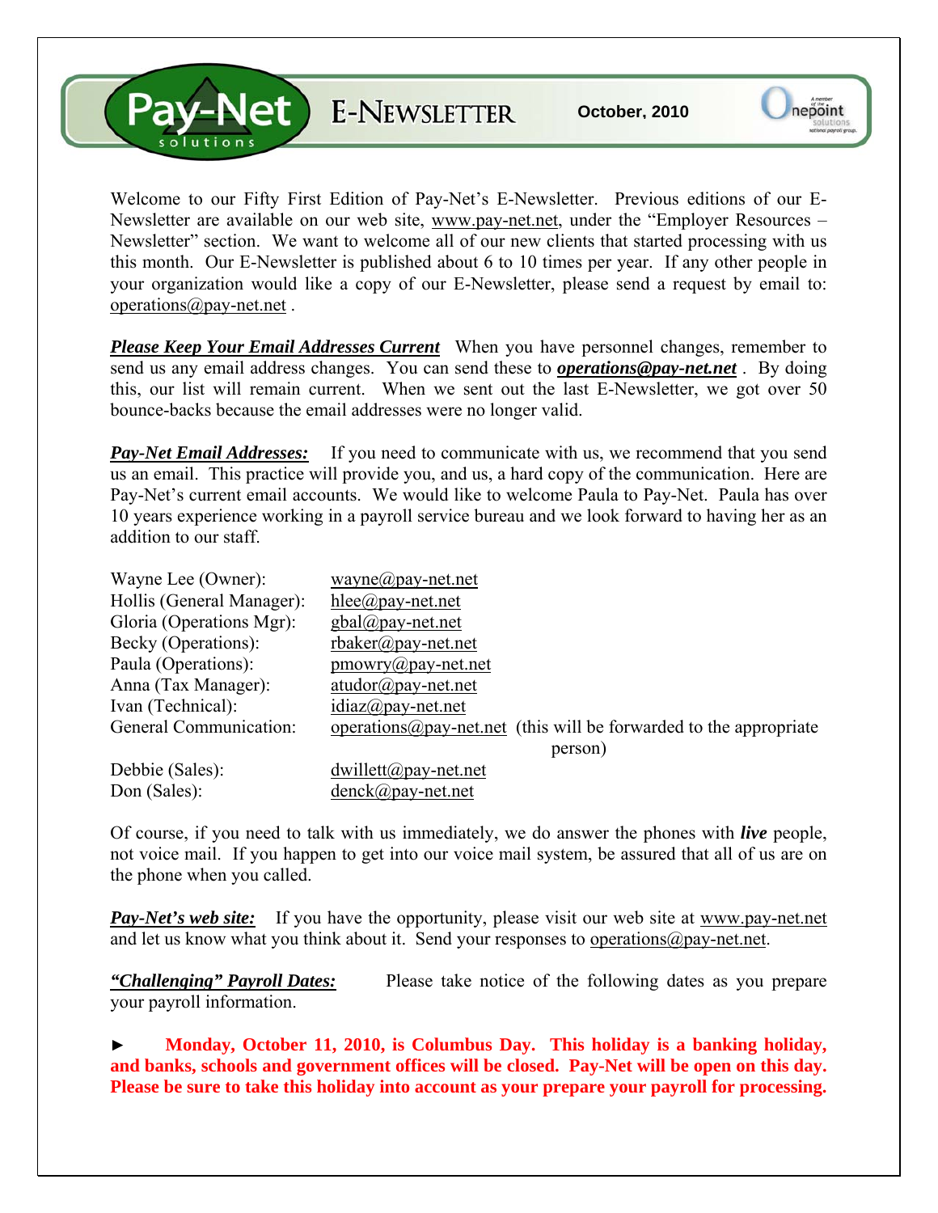# Pay-Net solutions E-NEWSLETTER

**October, 2010**

Onepoint solutions — A member of the national payroll group.

Welcome to our Fifty First Edition of Pay-Net's E-Newsletter. Previous editions of our E-Newsletter are available on our web site, www.pay-net.net, under the "Employer Resources – Newsletter" section. We want to welcome all of our new clients that started processing with us this month. Our E-Newsletter is published about 6 to 10 times per year. If any other people in your organization would like a copy of our E-Newsletter, please send a request by email to: operations@pay-net.net .

***Please Keep Your Email Addresses Current*** When you have personnel changes, remember to send us any email address changes. You can send these to ***operations@pay-net.net*** . By doing this, our list will remain current. When we sent out the last E-Newsletter, we got over 50 bounce-backs because the email addresses were no longer valid.

***Pay-Net Email Addresses:*** If you need to communicate with us, we recommend that you send us an email. This practice will provide you, and us, a hard copy of the communication. Here are Pay-Net's current email accounts. We would like to welcome Paula to Pay-Net. Paula has over 10 years experience working in a payroll service bureau and we look forward to having her as an addition to our staff.

| | |
|---|---|
| Wayne Lee (Owner): | wayne@pay-net.net |
| Hollis (General Manager): | hlee@pay-net.net |
| Gloria (Operations Mgr): | gbal@pay-net.net |
| Becky (Operations): | rbaker@pay-net.net |
| Paula (Operations): | pmowry@pay-net.net |
| Anna (Tax Manager): | atudor@pay-net.net |
| Ivan (Technical): | idiaz@pay-net.net |
| General Communication: | operations@pay-net.net (this will be forwarded to the appropriate person) |
| Debbie (Sales): | dwillett@pay-net.net |
| Don (Sales): | denck@pay-net.net |

Of course, if you need to talk with us immediately, we do answer the phones with ***live*** people, not voice mail. If you happen to get into our voice mail system, be assured that all of us are on the phone when you called.

***Pay-Net's web site:*** If you have the opportunity, please visit our web site at www.pay-net.net and let us know what you think about it. Send your responses to operations@pay-net.net.

***"Challenging" Payroll Dates:*** Please take notice of the following dates as you prepare your payroll information.

► **Monday, October 11, 2010, is Columbus Day. This holiday is a banking holiday, and banks, schools and government offices will be closed. Pay-Net will be open on this day. Please be sure to take this holiday into account as your prepare your payroll for processing.**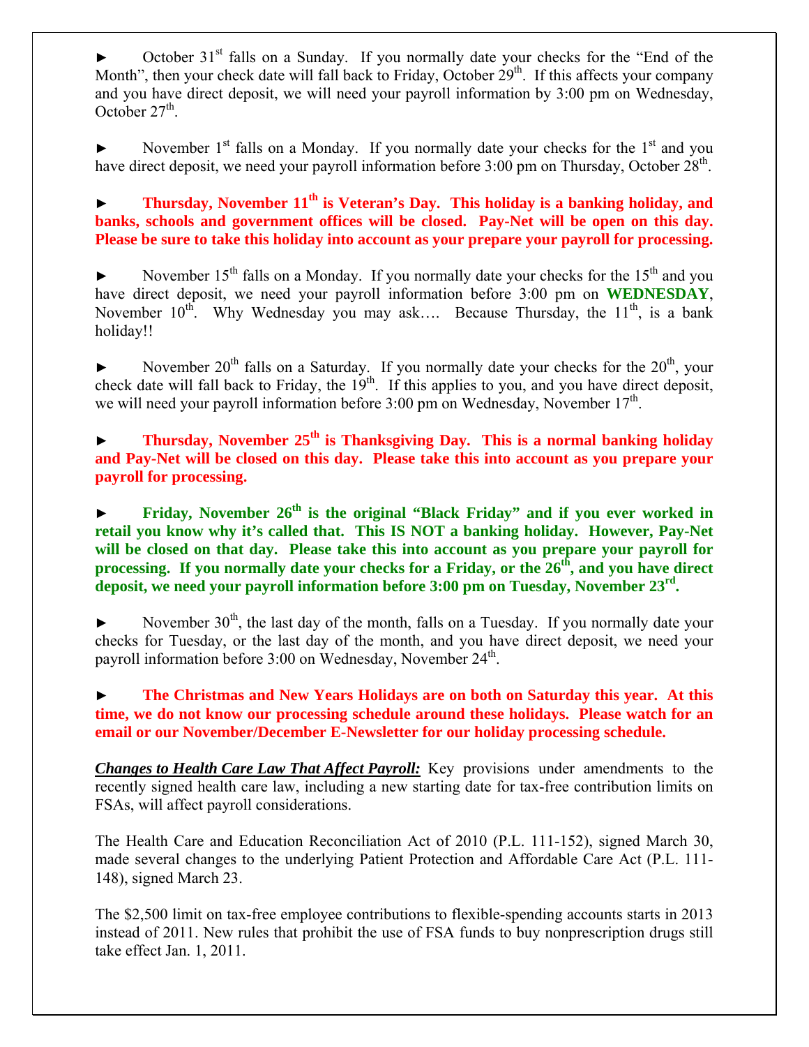► October 31st falls on a Sunday. If you normally date your checks for the "End of the Month", then your check date will fall back to Friday, October 29th. If this affects your company and you have direct deposit, we will need your payroll information by 3:00 pm on Wednesday, October 27th.

► November 1st falls on a Monday. If you normally date your checks for the 1st and you have direct deposit, we need your payroll information before 3:00 pm on Thursday, October 28th.

► **Thursday, November 11th is Veteran's Day. This holiday is a banking holiday, and banks, schools and government offices will be closed. Pay-Net will be open on this day. Please be sure to take this holiday into account as your prepare your payroll for processing.**

► November 15th falls on a Monday. If you normally date your checks for the 15th and you have direct deposit, we need your payroll information before 3:00 pm on **WEDNESDAY**, November 10th. Why Wednesday you may ask…. Because Thursday, the 11th, is a bank holiday!!

► November 20th falls on a Saturday. If you normally date your checks for the 20th, your check date will fall back to Friday, the 19th. If this applies to you, and you have direct deposit, we will need your payroll information before 3:00 pm on Wednesday, November 17th.

► **Thursday, November 25th is Thanksgiving Day. This is a normal banking holiday and Pay-Net will be closed on this day. Please take this into account as you prepare your payroll for processing.**

► **Friday, November 26th is the original "Black Friday" and if you ever worked in retail you know why it's called that. This IS NOT a banking holiday. However, Pay-Net will be closed on that day. Please take this into account as you prepare your payroll for processing. If you normally date your checks for a Friday, or the 26th, and you have direct deposit, we need your payroll information before 3:00 pm on Tuesday, November 23rd.**

► November 30th, the last day of the month, falls on a Tuesday. If you normally date your checks for Tuesday, or the last day of the month, and you have direct deposit, we need your payroll information before 3:00 on Wednesday, November 24th.

► **The Christmas and New Years Holidays are on both on Saturday this year. At this time, we do not know our processing schedule around these holidays. Please watch for an email or our November/December E-Newsletter for our holiday processing schedule.**

***Changes to Health Care Law That Affect Payroll:*** Key provisions under amendments to the recently signed health care law, including a new starting date for tax-free contribution limits on FSAs, will affect payroll considerations.

The Health Care and Education Reconciliation Act of 2010 (P.L. 111-152), signed March 30, made several changes to the underlying Patient Protection and Affordable Care Act (P.L. 111-148), signed March 23.

The $2,500 limit on tax-free employee contributions to flexible-spending accounts starts in 2013 instead of 2011. New rules that prohibit the use of FSA funds to buy nonprescription drugs still take effect Jan. 1, 2011.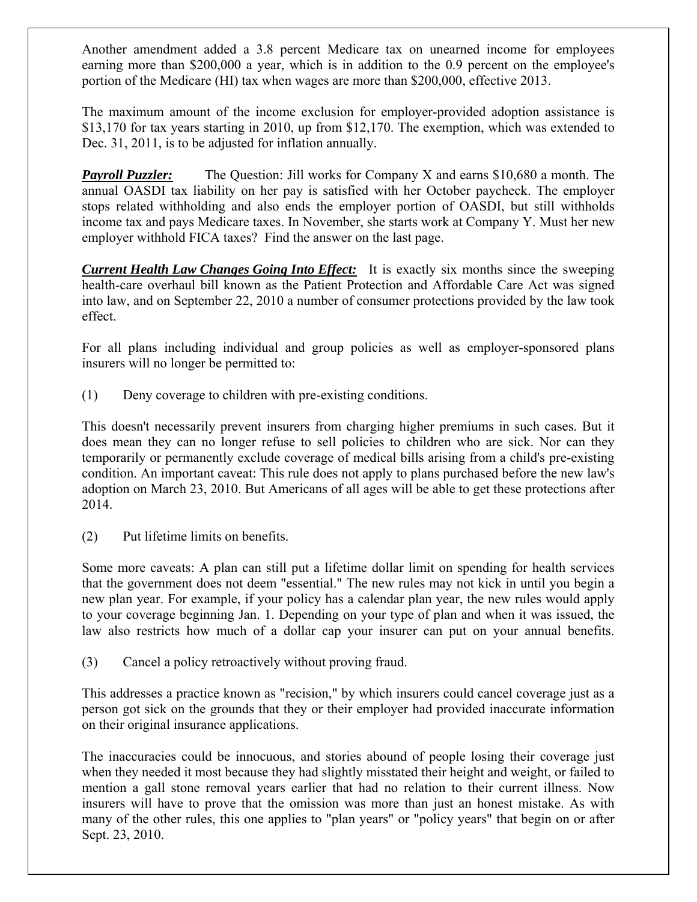Another amendment added a 3.8 percent Medicare tax on unearned income for employees earning more than $200,000 a year, which is in addition to the 0.9 percent on the employee's portion of the Medicare (HI) tax when wages are more than $200,000, effective 2013.

The maximum amount of the income exclusion for employer-provided adoption assistance is $13,170 for tax years starting in 2010, up from $12,170. The exemption, which was extended to Dec. 31, 2011, is to be adjusted for inflation annually.

***Payroll Puzzler:*** The Question: Jill works for Company X and earns $10,680 a month. The annual OASDI tax liability on her pay is satisfied with her October paycheck. The employer stops related withholding and also ends the employer portion of OASDI, but still withholds income tax and pays Medicare taxes. In November, she starts work at Company Y. Must her new employer withhold FICA taxes? Find the answer on the last page.

***Current Health Law Changes Going Into Effect:*** It is exactly six months since the sweeping health-care overhaul bill known as the Patient Protection and Affordable Care Act was signed into law, and on September 22, 2010 a number of consumer protections provided by the law took effect.

For all plans including individual and group policies as well as employer-sponsored plans insurers will no longer be permitted to:

(1) Deny coverage to children with pre-existing conditions.

This doesn't necessarily prevent insurers from charging higher premiums in such cases. But it does mean they can no longer refuse to sell policies to children who are sick. Nor can they temporarily or permanently exclude coverage of medical bills arising from a child's pre-existing condition. An important caveat: This rule does not apply to plans purchased before the new law's adoption on March 23, 2010. But Americans of all ages will be able to get these protections after 2014.

(2) Put lifetime limits on benefits.

Some more caveats: A plan can still put a lifetime dollar limit on spending for health services that the government does not deem "essential." The new rules may not kick in until you begin a new plan year. For example, if your policy has a calendar plan year, the new rules would apply to your coverage beginning Jan. 1. Depending on your type of plan and when it was issued, the law also restricts how much of a dollar cap your insurer can put on your annual benefits.

(3) Cancel a policy retroactively without proving fraud.

This addresses a practice known as "recision," by which insurers could cancel coverage just as a person got sick on the grounds that they or their employer had provided inaccurate information on their original insurance applications.

The inaccuracies could be innocuous, and stories abound of people losing their coverage just when they needed it most because they had slightly misstated their height and weight, or failed to mention a gall stone removal years earlier that had no relation to their current illness. Now insurers will have to prove that the omission was more than just an honest mistake. As with many of the other rules, this one applies to "plan years" or "policy years" that begin on or after Sept. 23, 2010.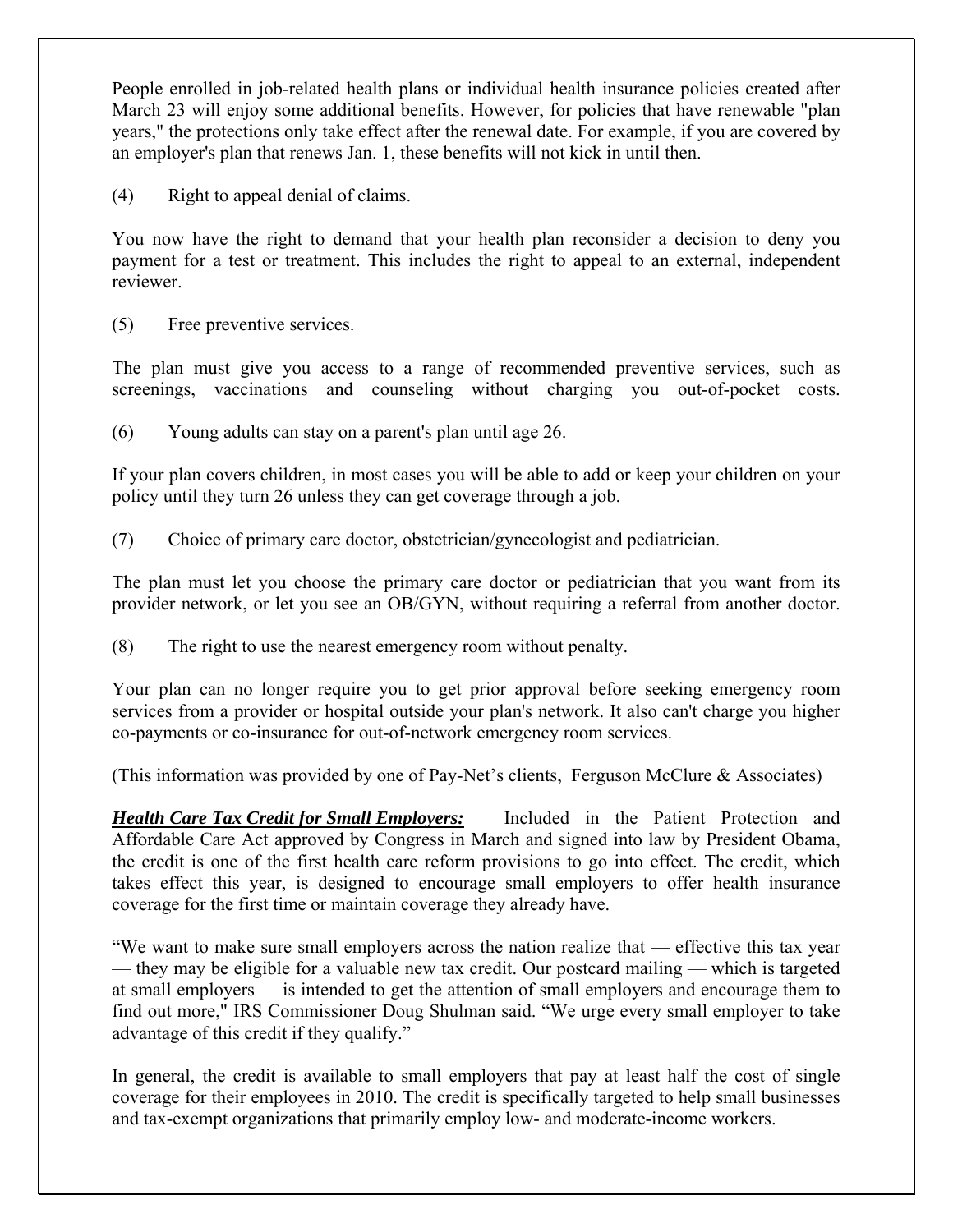People enrolled in job-related health plans or individual health insurance policies created after March 23 will enjoy some additional benefits. However, for policies that have renewable "plan years," the protections only take effect after the renewal date. For example, if you are covered by an employer's plan that renews Jan. 1, these benefits will not kick in until then.

(4) Right to appeal denial of claims.

You now have the right to demand that your health plan reconsider a decision to deny you payment for a test or treatment. This includes the right to appeal to an external, independent reviewer.

(5) Free preventive services.

The plan must give you access to a range of recommended preventive services, such as screenings, vaccinations and counseling without charging you out-of-pocket costs.

(6) Young adults can stay on a parent's plan until age 26.

If your plan covers children, in most cases you will be able to add or keep your children on your policy until they turn 26 unless they can get coverage through a job.

(7) Choice of primary care doctor, obstetrician/gynecologist and pediatrician.

The plan must let you choose the primary care doctor or pediatrician that you want from its provider network, or let you see an OB/GYN, without requiring a referral from another doctor.

(8) The right to use the nearest emergency room without penalty.

Your plan can no longer require you to get prior approval before seeking emergency room services from a provider or hospital outside your plan's network. It also can't charge you higher co-payments or co-insurance for out-of-network emergency room services.

(This information was provided by one of Pay-Net's clients, Ferguson McClure & Associates)

***<u>Health Care Tax Credit for Small Employers:</u>*** Included in the Patient Protection and Affordable Care Act approved by Congress in March and signed into law by President Obama, the credit is one of the first health care reform provisions to go into effect. The credit, which takes effect this year, is designed to encourage small employers to offer health insurance coverage for the first time or maintain coverage they already have.

"We want to make sure small employers across the nation realize that — effective this tax year — they may be eligible for a valuable new tax credit. Our postcard mailing — which is targeted at small employers — is intended to get the attention of small employers and encourage them to find out more," IRS Commissioner Doug Shulman said. "We urge every small employer to take advantage of this credit if they qualify."

In general, the credit is available to small employers that pay at least half the cost of single coverage for their employees in 2010. The credit is specifically targeted to help small businesses and tax-exempt organizations that primarily employ low- and moderate-income workers.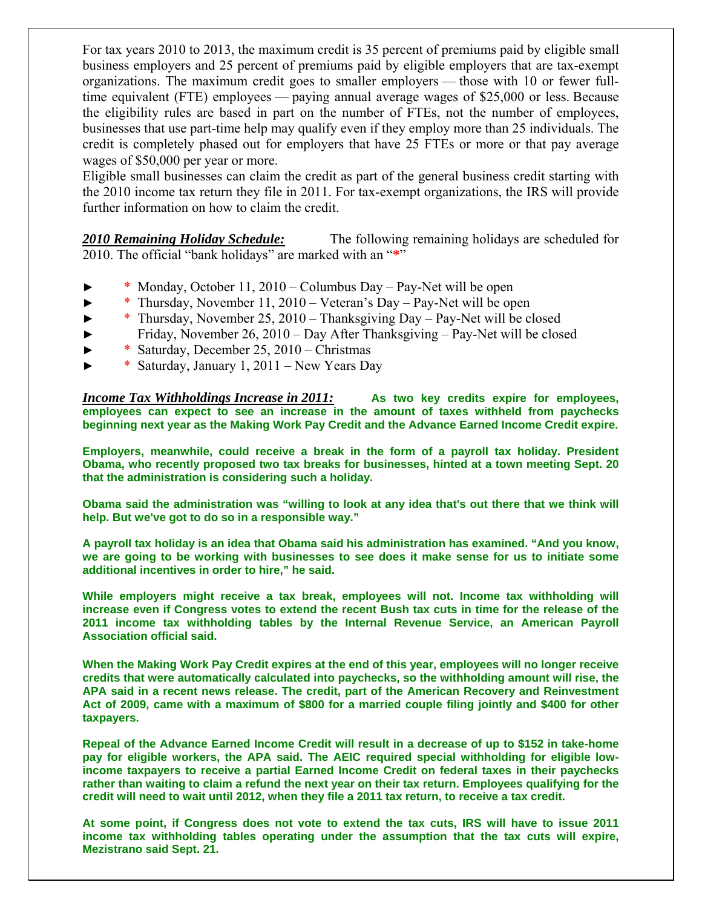For tax years 2010 to 2013, the maximum credit is 35 percent of premiums paid by eligible small business employers and 25 percent of premiums paid by eligible employers that are tax-exempt organizations. The maximum credit goes to smaller employers — those with 10 or fewer full-time equivalent (FTE) employees — paying annual average wages of $25,000 or less. Because the eligibility rules are based in part on the number of FTEs, not the number of employees, businesses that use part-time help may qualify even if they employ more than 25 individuals. The credit is completely phased out for employers that have 25 FTEs or more or that pay average wages of $50,000 per year or more.

Eligible small businesses can claim the credit as part of the general business credit starting with the 2010 income tax return they file in 2011. For tax-exempt organizations, the IRS will provide further information on how to claim the credit.

***2010 Remaining Holiday Schedule:*** The following remaining holidays are scheduled for 2010. The official "bank holidays" are marked with an "*"

- * Monday, October 11, 2010 – Columbus Day – Pay-Net will be open
- * Thursday, November 11, 2010 – Veteran's Day – Pay-Net will be open
- * Thursday, November 25, 2010 – Thanksgiving Day – Pay-Net will be closed
- Friday, November 26, 2010 – Day After Thanksgiving – Pay-Net will be closed
- * Saturday, December 25, 2010 – Christmas
- * Saturday, January 1, 2011 – New Years Day

***Income Tax Withholdings Increase in 2011:*** **As two key credits expire for employees, employees can expect to see an increase in the amount of taxes withheld from paychecks beginning next year as the Making Work Pay Credit and the Advance Earned Income Credit expire.**

**Employers, meanwhile, could receive a break in the form of a payroll tax holiday. President Obama, who recently proposed two tax breaks for businesses, hinted at a town meeting Sept. 20 that the administration is considering such a holiday.**

**Obama said the administration was "willing to look at any idea that's out there that we think will help. But we've got to do so in a responsible way."**

**A payroll tax holiday is an idea that Obama said his administration has examined. "And you know, we are going to be working with businesses to see does it make sense for us to initiate some additional incentives in order to hire," he said.**

**While employers might receive a tax break, employees will not. Income tax withholding will increase even if Congress votes to extend the recent Bush tax cuts in time for the release of the 2011 income tax withholding tables by the Internal Revenue Service, an American Payroll Association official said.**

**When the Making Work Pay Credit expires at the end of this year, employees will no longer receive credits that were automatically calculated into paychecks, so the withholding amount will rise, the APA said in a recent news release. The credit, part of the American Recovery and Reinvestment Act of 2009, came with a maximum of $800 for a married couple filing jointly and $400 for other taxpayers.**

**Repeal of the Advance Earned Income Credit will result in a decrease of up to $152 in take-home pay for eligible workers, the APA said. The AEIC required special withholding for eligible low-income taxpayers to receive a partial Earned Income Credit on federal taxes in their paychecks rather than waiting to claim a refund the next year on their tax return. Employees qualifying for the credit will need to wait until 2012, when they file a 2011 tax return, to receive a tax credit.**

**At some point, if Congress does not vote to extend the tax cuts, IRS will have to issue 2011 income tax withholding tables operating under the assumption that the tax cuts will expire, Mezistrano said Sept. 21.**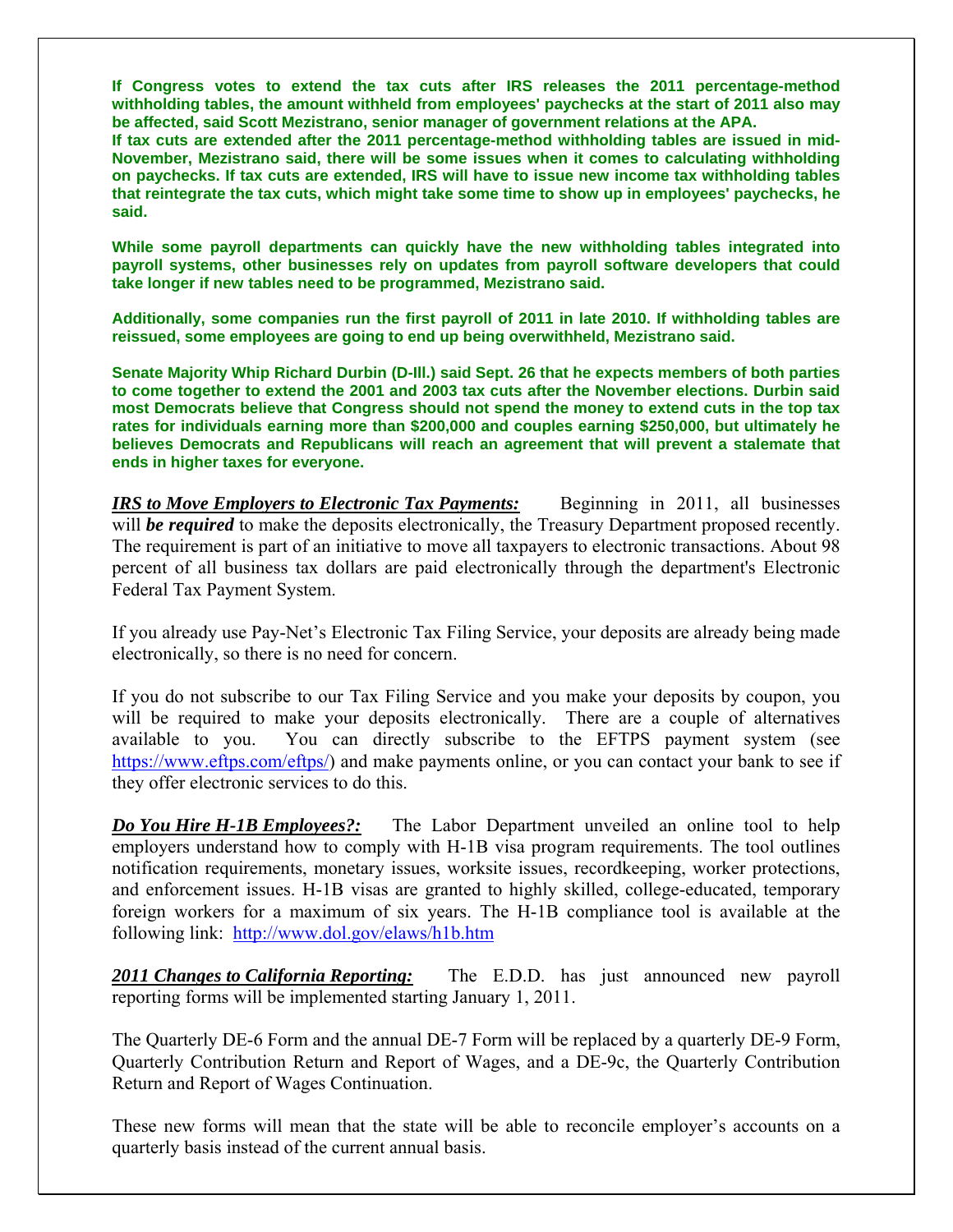**If Congress votes to extend the tax cuts after IRS releases the 2011 percentage-method withholding tables, the amount withheld from employees' paychecks at the start of 2011 also may be affected, said Scott Mezistrano, senior manager of government relations at the APA.**
**If tax cuts are extended after the 2011 percentage-method withholding tables are issued in mid-November, Mezistrano said, there will be some issues when it comes to calculating withholding on paychecks. If tax cuts are extended, IRS will have to issue new income tax withholding tables that reintegrate the tax cuts, which might take some time to show up in employees' paychecks, he said.**

**While some payroll departments can quickly have the new withholding tables integrated into payroll systems, other businesses rely on updates from payroll software developers that could take longer if new tables need to be programmed, Mezistrano said.**

**Additionally, some companies run the first payroll of 2011 in late 2010. If withholding tables are reissued, some employees are going to end up being overwithheld, Mezistrano said.**

**Senate Majority Whip Richard Durbin (D-Ill.) said Sept. 26 that he expects members of both parties to come together to extend the 2001 and 2003 tax cuts after the November elections. Durbin said most Democrats believe that Congress should not spend the money to extend cuts in the top tax rates for individuals earning more than $200,000 and couples earning $250,000, but ultimately he believes Democrats and Republicans will reach an agreement that will prevent a stalemate that ends in higher taxes for everyone.**

***IRS to Move Employers to Electronic Tax Payments:*** Beginning in 2011, all businesses will ***be required*** to make the deposits electronically, the Treasury Department proposed recently. The requirement is part of an initiative to move all taxpayers to electronic transactions. About 98 percent of all business tax dollars are paid electronically through the department's Electronic Federal Tax Payment System.

If you already use Pay-Net's Electronic Tax Filing Service, your deposits are already being made electronically, so there is no need for concern.

If you do not subscribe to our Tax Filing Service and you make your deposits by coupon, you will be required to make your deposits electronically. There are a couple of alternatives available to you. You can directly subscribe to the EFTPS payment system (see https://www.eftps.com/eftps/) and make payments online, or you can contact your bank to see if they offer electronic services to do this.

***Do You Hire H-1B Employees?:*** The Labor Department unveiled an online tool to help employers understand how to comply with H-1B visa program requirements. The tool outlines notification requirements, monetary issues, worksite issues, recordkeeping, worker protections, and enforcement issues. H-1B visas are granted to highly skilled, college-educated, temporary foreign workers for a maximum of six years. The H-1B compliance tool is available at the following link: http://www.dol.gov/elaws/h1b.htm

***2011 Changes to California Reporting:*** The E.D.D. has just announced new payroll reporting forms will be implemented starting January 1, 2011.

The Quarterly DE-6 Form and the annual DE-7 Form will be replaced by a quarterly DE-9 Form, Quarterly Contribution Return and Report of Wages, and a DE-9c, the Quarterly Contribution Return and Report of Wages Continuation.

These new forms will mean that the state will be able to reconcile employer's accounts on a quarterly basis instead of the current annual basis.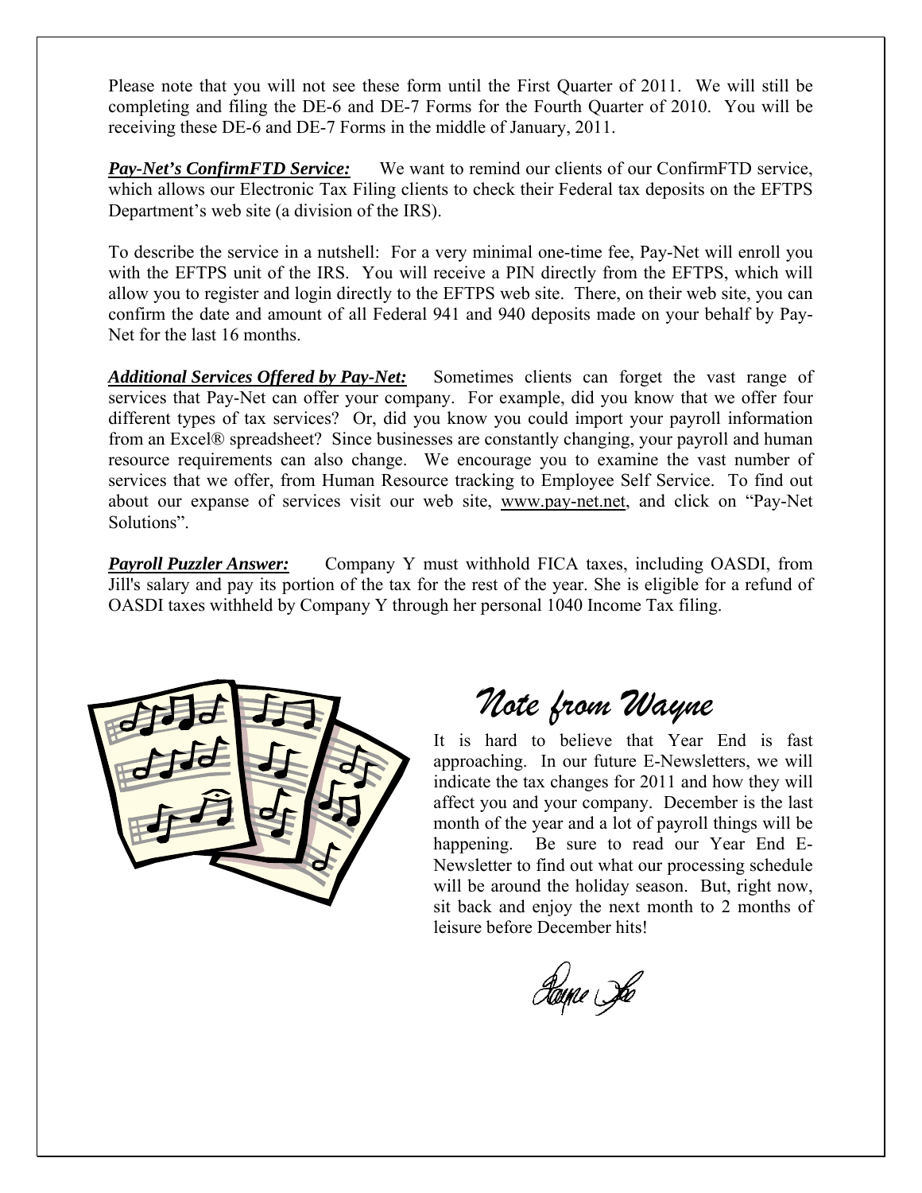Please note that you will not see these form until the First Quarter of 2011. We will still be completing and filing the DE-6 and DE-7 Forms for the Fourth Quarter of 2010. You will be receiving these DE-6 and DE-7 Forms in the middle of January, 2011.

***Pay-Net's ConfirmFTD Service:*** We want to remind our clients of our ConfirmFTD service, which allows our Electronic Tax Filing clients to check their Federal tax deposits on the EFTPS Department's web site (a division of the IRS).

To describe the service in a nutshell: For a very minimal one-time fee, Pay-Net will enroll you with the EFTPS unit of the IRS. You will receive a PIN directly from the EFTPS, which will allow you to register and login directly to the EFTPS web site. There, on their web site, you can confirm the date and amount of all Federal 941 and 940 deposits made on your behalf by Pay-Net for the last 16 months.

***Additional Services Offered by Pay-Net:*** Sometimes clients can forget the vast range of services that Pay-Net can offer your company. For example, did you know that we offer four different types of tax services? Or, did you know you could import your payroll information from an Excel® spreadsheet? Since businesses are constantly changing, your payroll and human resource requirements can also change. We encourage you to examine the vast number of services that we offer, from Human Resource tracking to Employee Self Service. To find out about our expanse of services visit our web site, www.pay-net.net, and click on "Pay-Net Solutions".

***Payroll Puzzler Answer:*** Company Y must withhold FICA taxes, including OASDI, from Jill's salary and pay its portion of the tax for the rest of the year. She is eligible for a refund of OASDI taxes withheld by Company Y through her personal 1040 Income Tax filing.

## *Note from Wayne*

It is hard to believe that Year End is fast approaching. In our future E-Newsletters, we will indicate the tax changes for 2011 and how they will affect you and your company. December is the last month of the year and a lot of payroll things will be happening. Be sure to read our Year End E-Newsletter to find out what our processing schedule will be around the holiday season. But, right now, sit back and enjoy the next month to 2 months of leisure before December hits!

Wayne Jo